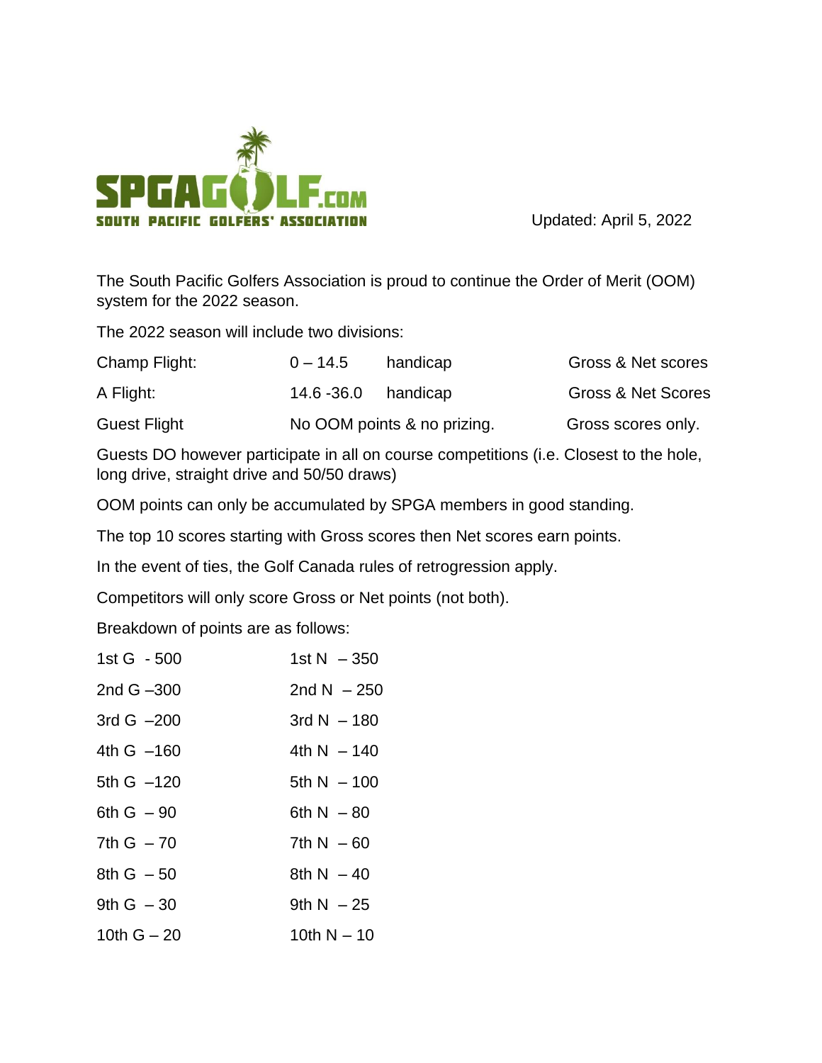SPGAGOLF.COM
SOUTH PACIFIC GOLFERS' ASSOCIATION

Updated: April 5, 2022

The South Pacific Golfers Association is proud to continue the Order of Merit (OOM) system for the 2022 season.

The 2022 season will include two divisions:

| | | | |
|---|---|---|---|
| Champ Flight: | 0 – 14.5 | handicap | Gross & Net scores |
| A Flight: | 14.6 -36.0 | handicap | Gross & Net Scores |
| Guest Flight | No OOM points & no prizing. | | Gross scores only. |

Guests DO however participate in all on course competitions (i.e. Closest to the hole, long drive, straight drive and 50/50 draws)

OOM points can only be accumulated by SPGA members in good standing.

The top 10 scores starting with Gross scores then Net scores earn points.

In the event of ties, the Golf Canada rules of retrogression apply.

Competitors will only score Gross or Net points (not both).

Breakdown of points are as follows:

| | |
|---|---|
| 1st G - 500 | 1st N – 350 |
| 2nd G –300 | 2nd N – 250 |
| 3rd G –200 | 3rd N – 180 |
| 4th G –160 | 4th N – 140 |
| 5th G –120 | 5th N – 100 |
| 6th G – 90 | 6th N – 80 |
| 7th G – 70 | 7th N – 60 |
| 8th G – 50 | 8th N – 40 |
| 9th G – 30 | 9th N – 25 |
| 10th G – 20 | 10th N – 10 |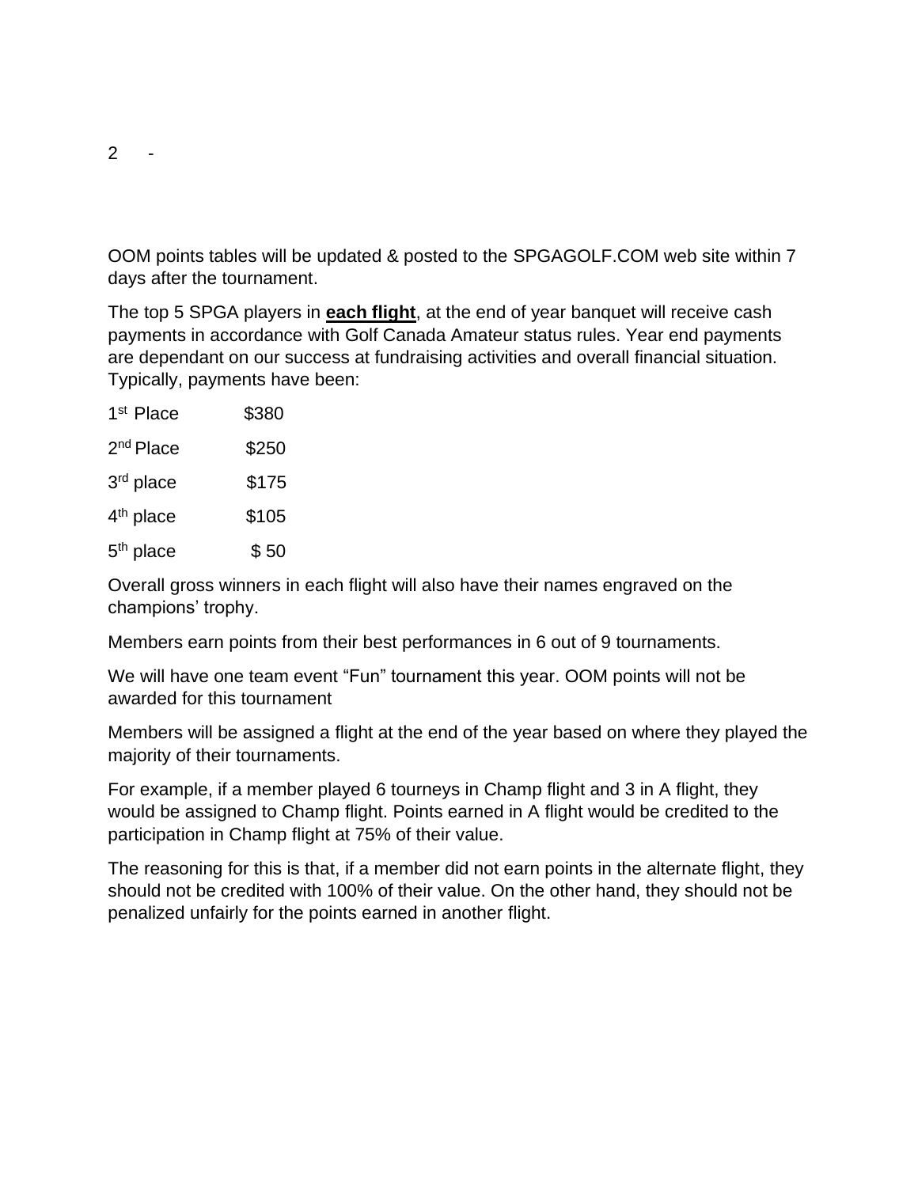OOM points tables will be updated & posted to the SPGAGOLF.COM web site within 7 days after the tournament.

The top 5 SPGA players in **each flight**, at the end of year banquet will receive cash payments in accordance with Golf Canada Amateur status rules. Year end payments are dependant on our success at fundraising activities and overall financial situation. Typically, payments have been:

| | |
|---|---|
| 1st Place | $380 |
| 2nd Place | $250 |
| 3rd place | $175 |
| 4th place | $105 |
| 5th place | $ 50 |

Overall gross winners in each flight will also have their names engraved on the champions' trophy.

Members earn points from their best performances in 6 out of 9 tournaments.

We will have one team event "Fun" tournament this year. OOM points will not be awarded for this tournament

Members will be assigned a flight at the end of the year based on where they played the majority of their tournaments.

For example, if a member played 6 tourneys in Champ flight and 3 in A flight, they would be assigned to Champ flight. Points earned in A flight would be credited to the participation in Champ flight at 75% of their value.

The reasoning for this is that, if a member did not earn points in the alternate flight, they should not be credited with 100% of their value. On the other hand, they should not be penalized unfairly for the points earned in another flight.